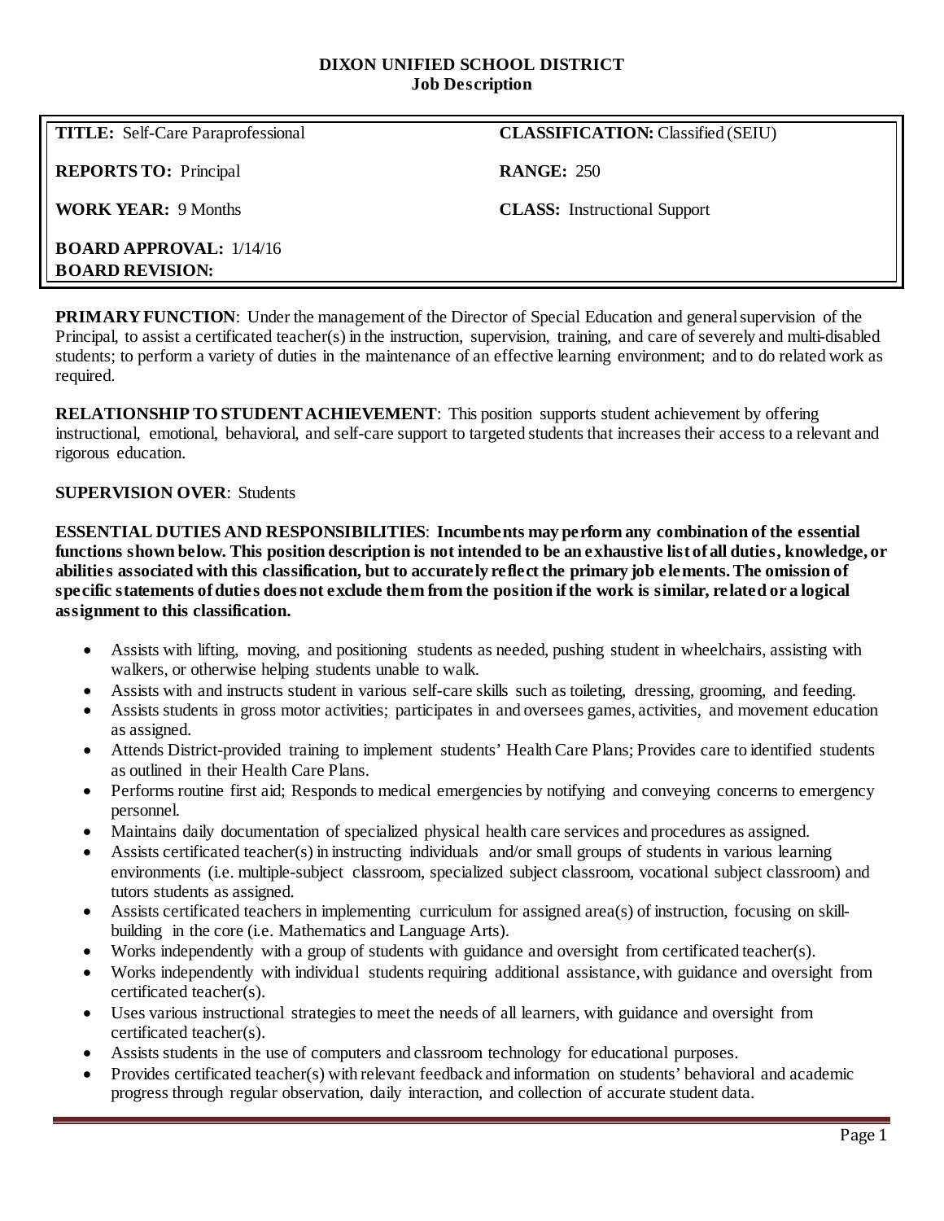# DIXON UNIFIED SCHOOL DISTRICT
## Job Description

| | |
|---|---|
| **TITLE:** Self-Care Paraprofessional | **CLASSIFICATION:** Classified (SEIU) |
| **REPORTS TO:** Principal | **RANGE:** 250 |
| **WORK YEAR:** 9 Months | **CLASS:** Instructional Support |
| **BOARD APPROVAL:** 1/14/16<br>**BOARD REVISION:** | |

**PRIMARY FUNCTION**: Under the management of the Director of Special Education and general supervision of the Principal, to assist a certificated teacher(s) in the instruction, supervision, training, and care of severely and multi-disabled students; to perform a variety of duties in the maintenance of an effective learning environment; and to do related work as required.

**RELATIONSHIP TO STUDENT ACHIEVEMENT**: This position supports student achievement by offering instructional, emotional, behavioral, and self-care support to targeted students that increases their access to a relevant and rigorous education.

**SUPERVISION OVER**: Students

**ESSENTIAL DUTIES AND RESPONSIBILITIES**: **Incumbents may perform any combination of the essential functions shown below. This position description is not intended to be an exhaustive list of all duties, knowledge, or abilities associated with this classification, but to accurately reflect the primary job elements. The omission of specific statements of duties does not exclude them from the position if the work is similar, related or a logical assignment to this classification.**

- Assists with lifting, moving, and positioning students as needed, pushing student in wheelchairs, assisting with walkers, or otherwise helping students unable to walk.
- Assists with and instructs student in various self-care skills such as toileting, dressing, grooming, and feeding.
- Assists students in gross motor activities; participates in and oversees games, activities, and movement education as assigned.
- Attends District-provided training to implement students' Health Care Plans; Provides care to identified students as outlined in their Health Care Plans.
- Performs routine first aid; Responds to medical emergencies by notifying and conveying concerns to emergency personnel.
- Maintains daily documentation of specialized physical health care services and procedures as assigned.
- Assists certificated teacher(s) in instructing individuals and/or small groups of students in various learning environments (i.e. multiple-subject classroom, specialized subject classroom, vocational subject classroom) and tutors students as assigned.
- Assists certificated teachers in implementing curriculum for assigned area(s) of instruction, focusing on skill-building in the core (i.e. Mathematics and Language Arts).
- Works independently with a group of students with guidance and oversight from certificated teacher(s).
- Works independently with individual students requiring additional assistance, with guidance and oversight from certificated teacher(s).
- Uses various instructional strategies to meet the needs of all learners, with guidance and oversight from certificated teacher(s).
- Assists students in the use of computers and classroom technology for educational purposes.
- Provides certificated teacher(s) with relevant feedback and information on students' behavioral and academic progress through regular observation, daily interaction, and collection of accurate student data.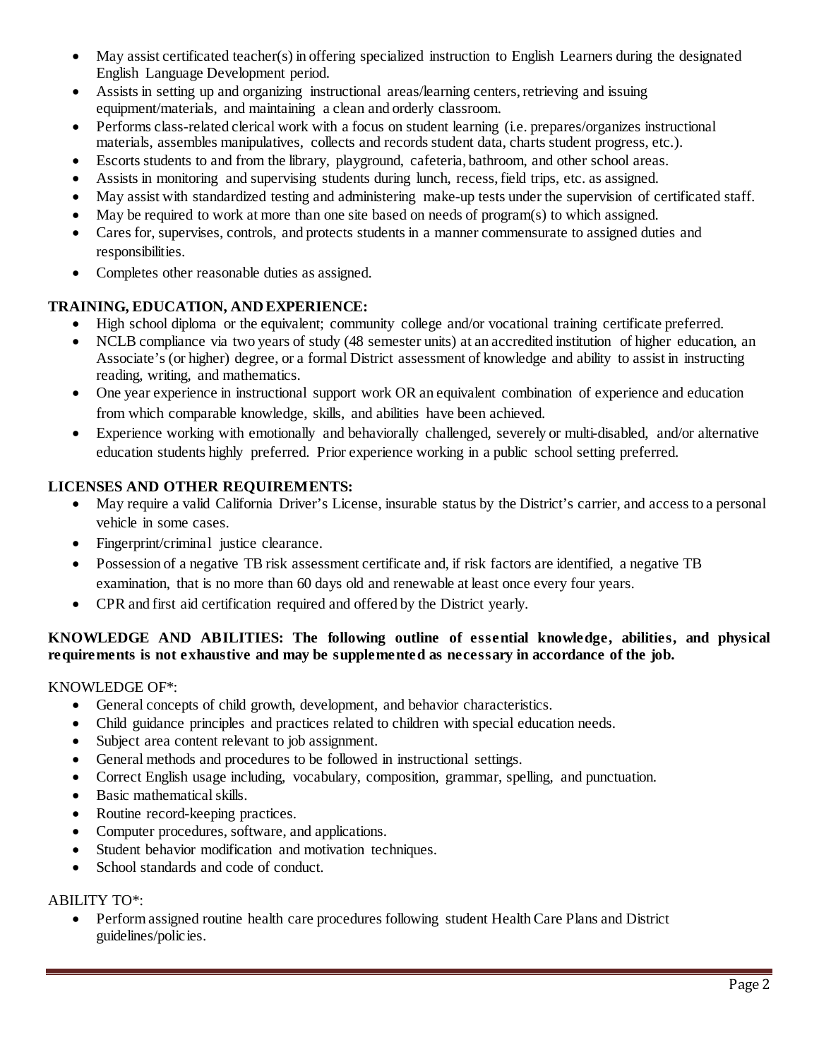- May assist certificated teacher(s) in offering specialized instruction to English Learners during the designated English Language Development period.
- Assists in setting up and organizing instructional areas/learning centers, retrieving and issuing equipment/materials, and maintaining a clean and orderly classroom.
- Performs class-related clerical work with a focus on student learning (i.e. prepares/organizes instructional materials, assembles manipulatives, collects and records student data, charts student progress, etc.).
- Escorts students to and from the library, playground, cafeteria, bathroom, and other school areas.
- Assists in monitoring and supervising students during lunch, recess, field trips, etc. as assigned.
- May assist with standardized testing and administering make-up tests under the supervision of certificated staff.
- May be required to work at more than one site based on needs of program(s) to which assigned.
- Cares for, supervises, controls, and protects students in a manner commensurate to assigned duties and responsibilities.
- Completes other reasonable duties as assigned.

**TRAINING, EDUCATION, AND EXPERIENCE:**

- High school diploma or the equivalent; community college and/or vocational training certificate preferred.
- NCLB compliance via two years of study (48 semester units) at an accredited institution of higher education, an Associate's (or higher) degree, or a formal District assessment of knowledge and ability to assist in instructing reading, writing, and mathematics.
- One year experience in instructional support work OR an equivalent combination of experience and education from which comparable knowledge, skills, and abilities have been achieved.
- Experience working with emotionally and behaviorally challenged, severely or multi-disabled, and/or alternative education students highly preferred. Prior experience working in a public school setting preferred.

**LICENSES AND OTHER REQUIREMENTS:**

- May require a valid California Driver's License, insurable status by the District's carrier, and access to a personal vehicle in some cases.
- Fingerprint/criminal justice clearance.
- Possession of a negative TB risk assessment certificate and, if risk factors are identified, a negative TB examination, that is no more than 60 days old and renewable at least once every four years.
- CPR and first aid certification required and offered by the District yearly.

**KNOWLEDGE AND ABILITIES: The following outline of essential knowledge, abilities, and physical requirements is not exhaustive and may be supplemented as necessary in accordance of the job.**

KNOWLEDGE OF*:

- General concepts of child growth, development, and behavior characteristics.
- Child guidance principles and practices related to children with special education needs.
- Subject area content relevant to job assignment.
- General methods and procedures to be followed in instructional settings.
- Correct English usage including, vocabulary, composition, grammar, spelling, and punctuation.
- Basic mathematical skills.
- Routine record-keeping practices.
- Computer procedures, software, and applications.
- Student behavior modification and motivation techniques.
- School standards and code of conduct.

ABILITY TO*:

- Perform assigned routine health care procedures following student Health Care Plans and District guidelines/policies.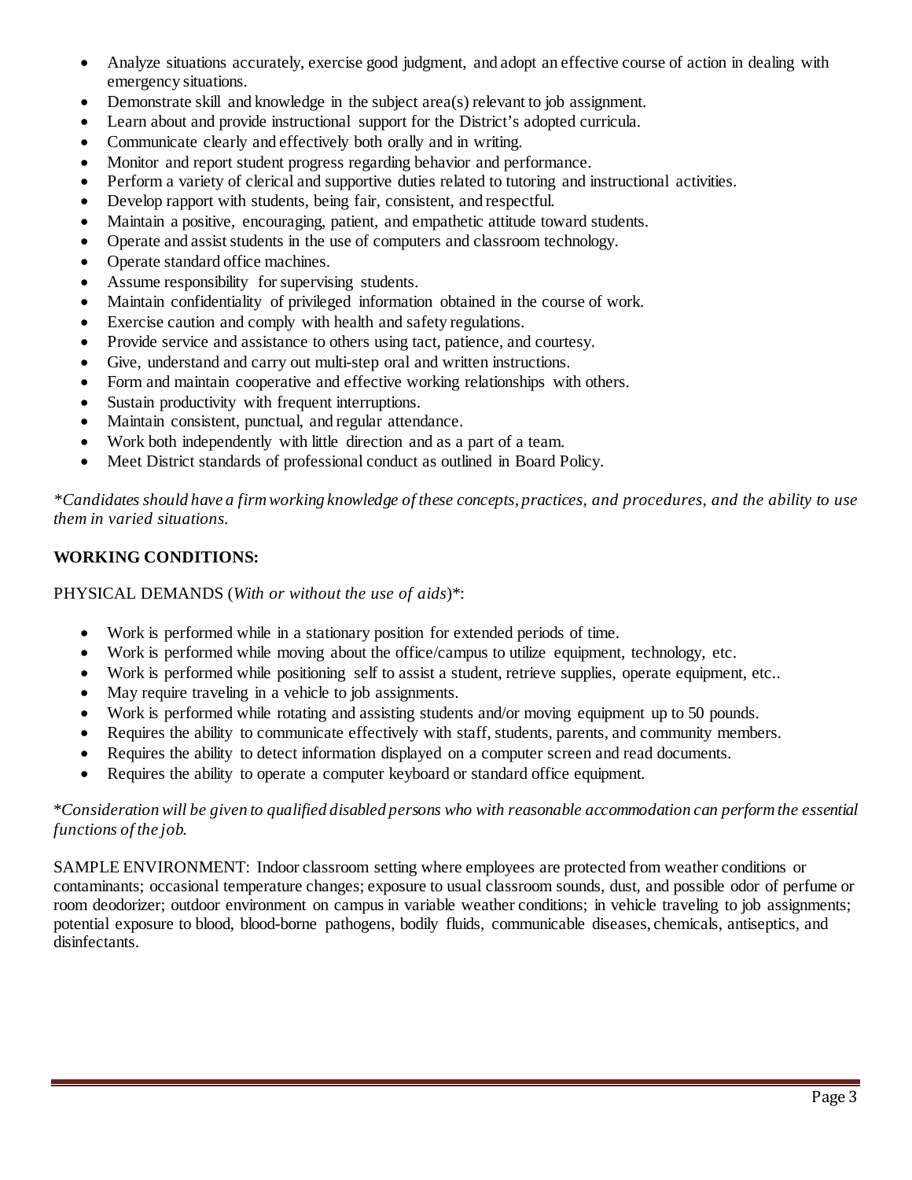- Analyze situations accurately, exercise good judgment, and adopt an effective course of action in dealing with emergency situations.
- Demonstrate skill and knowledge in the subject area(s) relevant to job assignment.
- Learn about and provide instructional support for the District's adopted curricula.
- Communicate clearly and effectively both orally and in writing.
- Monitor and report student progress regarding behavior and performance.
- Perform a variety of clerical and supportive duties related to tutoring and instructional activities.
- Develop rapport with students, being fair, consistent, and respectful.
- Maintain a positive, encouraging, patient, and empathetic attitude toward students.
- Operate and assist students in the use of computers and classroom technology.
- Operate standard office machines.
- Assume responsibility for supervising students.
- Maintain confidentiality of privileged information obtained in the course of work.
- Exercise caution and comply with health and safety regulations.
- Provide service and assistance to others using tact, patience, and courtesy.
- Give, understand and carry out multi-step oral and written instructions.
- Form and maintain cooperative and effective working relationships with others.
- Sustain productivity with frequent interruptions.
- Maintain consistent, punctual, and regular attendance.
- Work both independently with little direction and as a part of a team.
- Meet District standards of professional conduct as outlined in Board Policy.

*\*Candidates should have a firm working knowledge of these concepts, practices, and procedures, and the ability to use them in varied situations.*

**WORKING CONDITIONS:**

PHYSICAL DEMANDS (*With or without the use of aids*)*:

- Work is performed while in a stationary position for extended periods of time.
- Work is performed while moving about the office/campus to utilize equipment, technology, etc.
- Work is performed while positioning self to assist a student, retrieve supplies, operate equipment, etc..
- May require traveling in a vehicle to job assignments.
- Work is performed while rotating and assisting students and/or moving equipment up to 50 pounds.
- Requires the ability to communicate effectively with staff, students, parents, and community members.
- Requires the ability to detect information displayed on a computer screen and read documents.
- Requires the ability to operate a computer keyboard or standard office equipment.

*\*Consideration will be given to qualified disabled persons who with reasonable accommodation can perform the essential functions of the job.*

SAMPLE ENVIRONMENT: Indoor classroom setting where employees are protected from weather conditions or contaminants; occasional temperature changes; exposure to usual classroom sounds, dust, and possible odor of perfume or room deodorizer; outdoor environment on campus in variable weather conditions; in vehicle traveling to job assignments; potential exposure to blood, blood-borne pathogens, bodily fluids, communicable diseases, chemicals, antiseptics, and disinfectants.